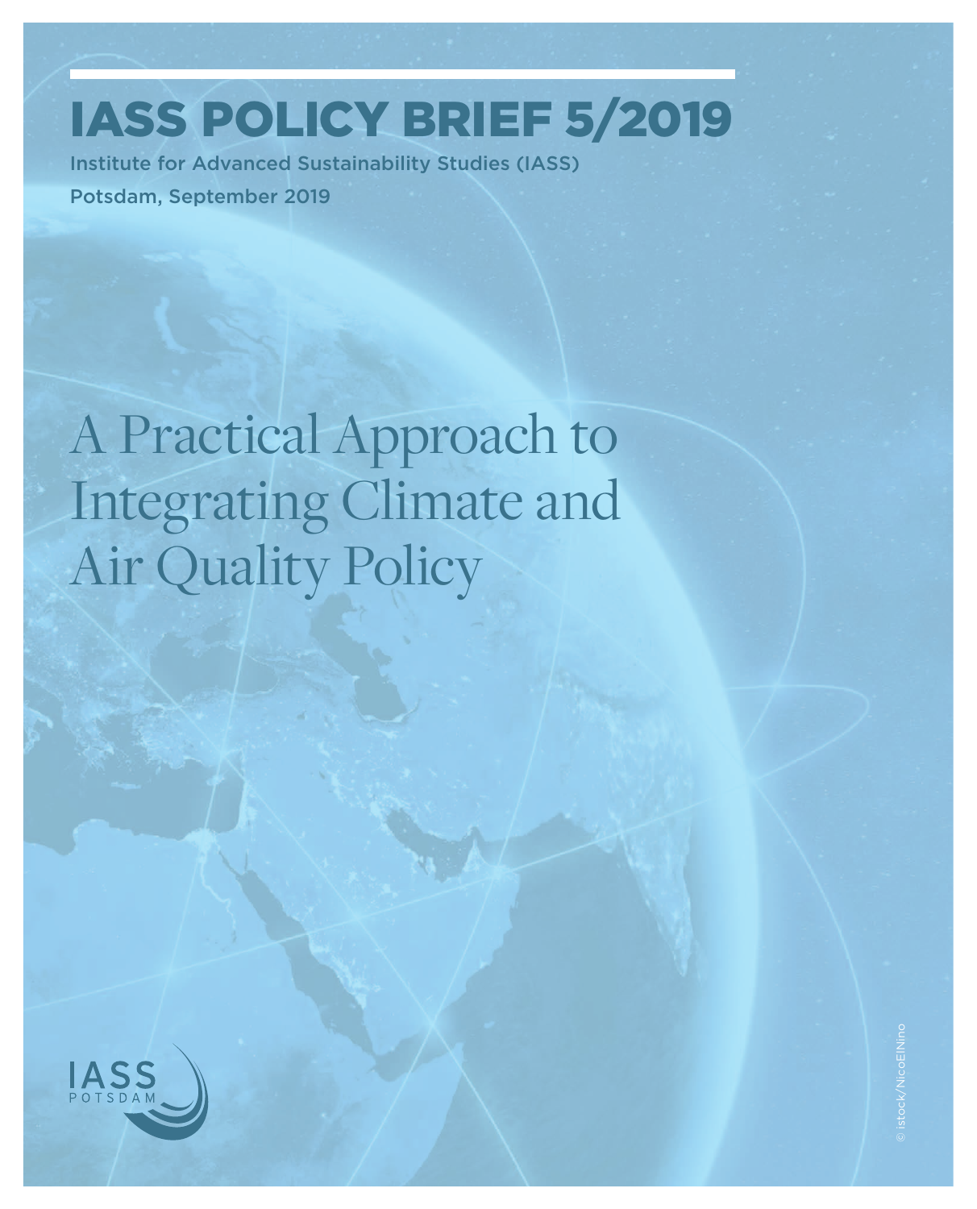# IASS POLICY BRIEF 5/2019

Institute for Advanced Sustainability Studies (IASS)

Potsdam, September 2019

# A Practical Approach to Integrating Climate and Air Quality Policy

IASS POTSDAM

© istock/NicoElNino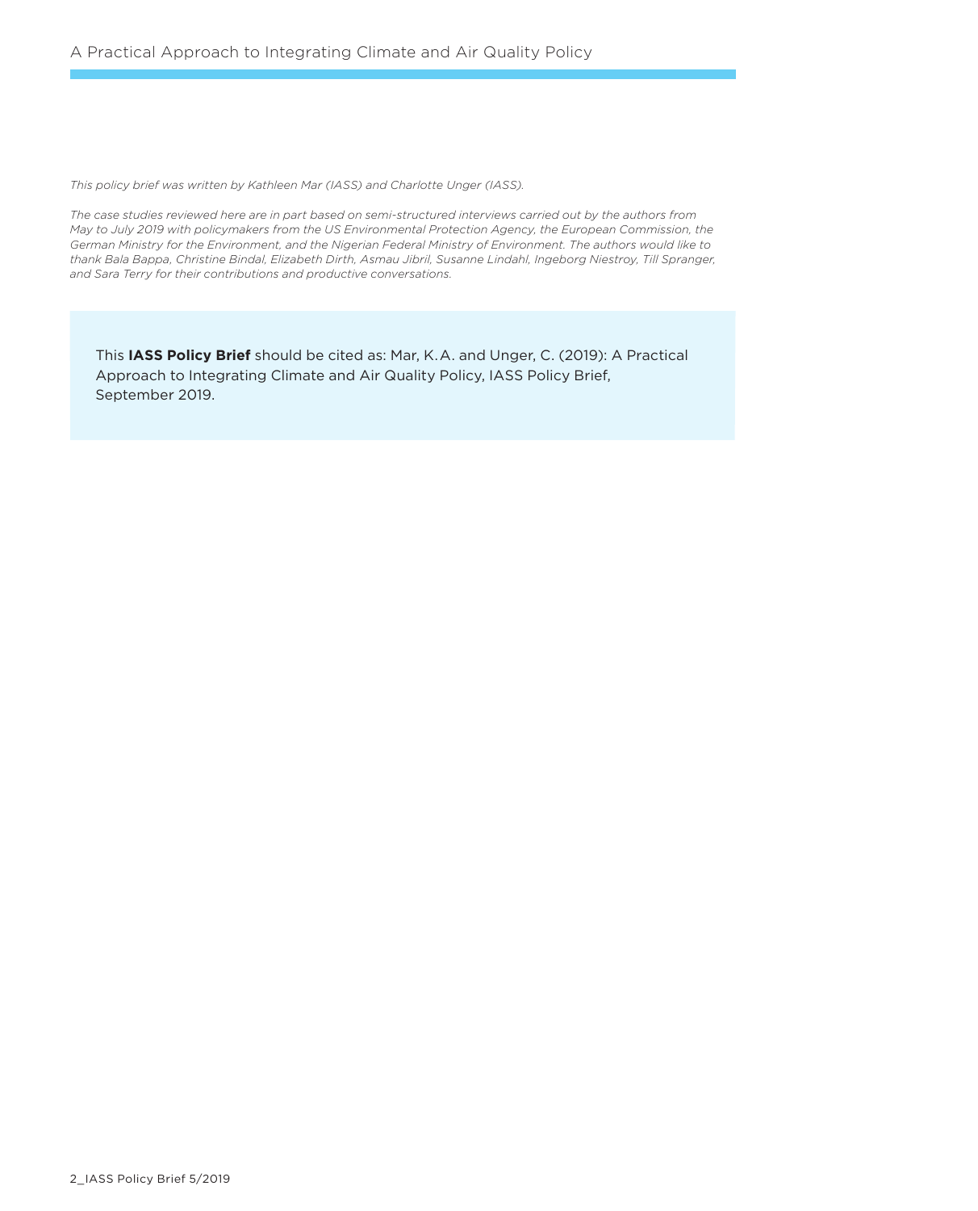*This policy brief was written by Kathleen Mar (IASS) and Charlotte Unger (IASS).*

*The case studies reviewed here are in part based on semi-structured interviews carried out by the authors from May to July 2019 with policymakers from the US Environmental Protection Agency, the European Commission, the German Ministry for the Environment, and the Nigerian Federal Ministry of Environment. The authors would like to thank Bala Bappa, Christine Bindal, Elizabeth Dirth, Asmau Jibril, Susanne Lindahl, Ingeborg Niestroy, Till Spranger, and Sara Terry for their contributions and productive conversations.*

This **IASS Policy Brief** should be cited as: Mar, K. A. and Unger, C. (2019): A Practical Approach to Integrating Climate and Air Quality Policy, IASS Policy Brief, September 2019.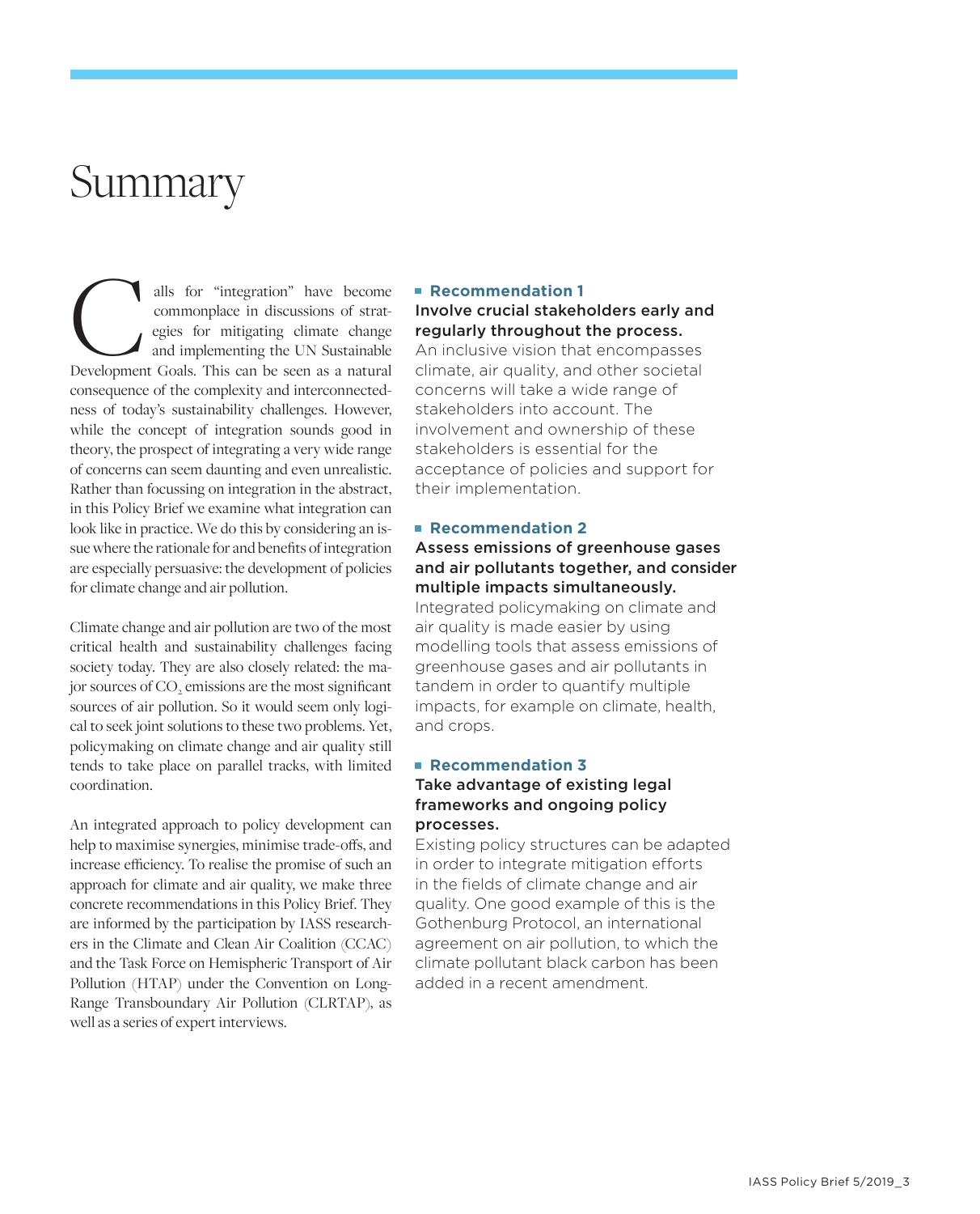# Summary

Calls for "integration" have become commonplace in discussions of strategies for mitigating climate change and implementing the UN Sustainable Development Goals. This can be seen as a natural consequence of the complexity and interconnectedness of today's sustainability challenges. However, while the concept of integration sounds good in theory, the prospect of integrating a very wide range of concerns can seem daunting and even unrealistic. Rather than focussing on integration in the abstract, in this Policy Brief we examine what integration can look like in practice. We do this by considering an issue where the rationale for and benefits of integration are especially persuasive: the development of policies for climate change and air pollution.

Climate change and air pollution are two of the most critical health and sustainability challenges facing society today. They are also closely related: the major sources of $CO_2$ emissions are the most significant sources of air pollution. So it would seem only logical to seek joint solutions to these two problems. Yet, policymaking on climate change and air quality still tends to take place on parallel tracks, with limited coordination.

An integrated approach to policy development can help to maximise synergies, minimise trade-offs, and increase efficiency. To realise the promise of such an approach for climate and air quality, we make three concrete recommendations in this Policy Brief. They are informed by the participation by IASS researchers in the Climate and Clean Air Coalition (CCAC) and the Task Force on Hemispheric Transport of Air Pollution (HTAP) under the Convention on Long-Range Transboundary Air Pollution (CLRTAP), as well as a series of expert interviews.

**Recommendation 1**

**Involve crucial stakeholders early and regularly throughout the process.**
An inclusive vision that encompasses climate, air quality, and other societal concerns will take a wide range of stakeholders into account. The involvement and ownership of these stakeholders is essential for the acceptance of policies and support for their implementation.

**Recommendation 2**

**Assess emissions of greenhouse gases and air pollutants together, and consider multiple impacts simultaneously.**
Integrated policymaking on climate and air quality is made easier by using modelling tools that assess emissions of greenhouse gases and air pollutants in tandem in order to quantify multiple impacts, for example on climate, health, and crops.

**Recommendation 3**

**Take advantage of existing legal frameworks and ongoing policy processes.**
Existing policy structures can be adapted in order to integrate mitigation efforts in the fields of climate change and air quality. One good example of this is the Gothenburg Protocol, an international agreement on air pollution, to which the climate pollutant black carbon has been added in a recent amendment.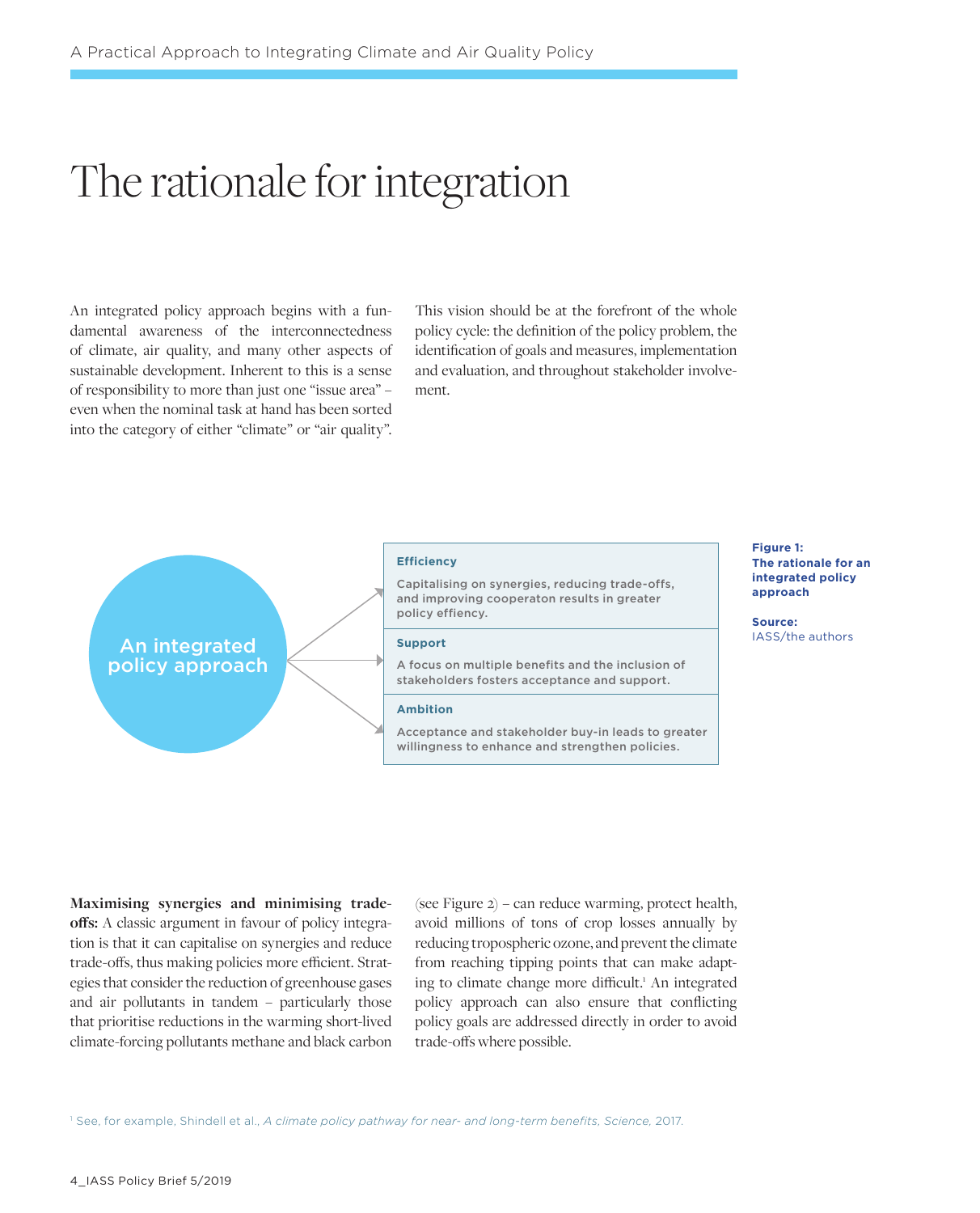# The rationale for integration

An integrated policy approach begins with a fundamental awareness of the interconnectedness of climate, air quality, and many other aspects of sustainable development. Inherent to this is a sense of responsibility to more than just one "issue area" – even when the nominal task at hand has been sorted into the category of either "climate" or "air quality". This vision should be at the forefront of the whole policy cycle: the definition of the policy problem, the identification of goals and measures, implementation and evaluation, and throughout stakeholder involvement.

An integrated policy approach

**Efficiency**

Capitalising on synergies, reducing trade-offs, and improving cooperaton results in greater policy effiency.

**Support**

A focus on multiple benefits and the inclusion of stakeholders fosters acceptance and support.

**Ambition**

Acceptance and stakeholder buy-in leads to greater willingness to enhance and strengthen policies.

**Figure 1: The rationale for an integrated policy approach**

**Source:** IASS/the authors

**Maximising synergies and minimising trade-offs:** A classic argument in favour of policy integration is that it can capitalise on synergies and reduce trade-offs, thus making policies more efficient. Strategies that consider the reduction of greenhouse gases and air pollutants in tandem – particularly those that prioritise reductions in the warming short-lived climate-forcing pollutants methane and black carbon (see Figure 2) – can reduce warming, protect health, avoid millions of tons of crop losses annually by reducing tropospheric ozone, and prevent the climate from reaching tipping points that can make adapting to climate change more difficult.[1] An integrated policy approach can also ensure that conflicting policy goals are addressed directly in order to avoid trade-offs where possible.

[1] See, for example, Shindell et al., *A climate policy pathway for near- and long-term benefits, Science,* 2017.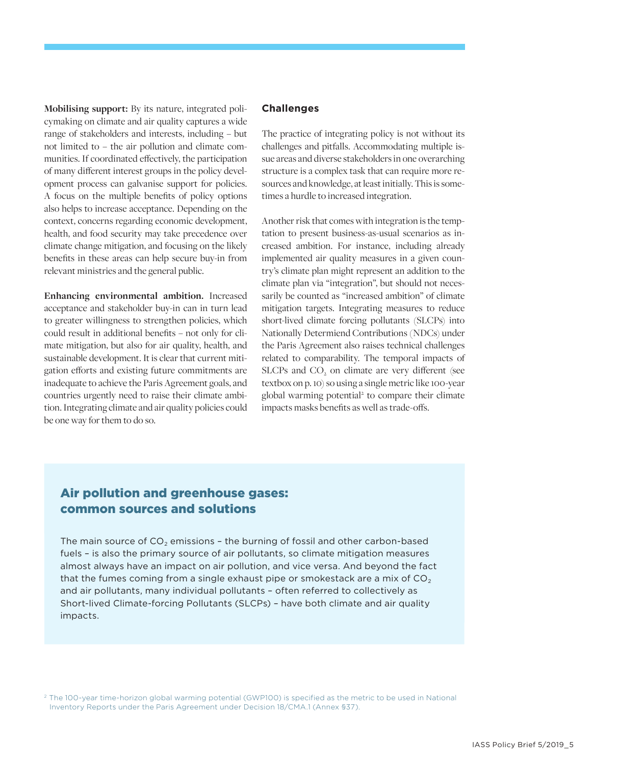**Mobilising support:** By its nature, integrated policymaking on climate and air quality captures a wide range of stakeholders and interests, including – but not limited to – the air pollution and climate communities. If coordinated effectively, the participation of many different interest groups in the policy development process can galvanise support for policies. A focus on the multiple benefits of policy options also helps to increase acceptance. Depending on the context, concerns regarding economic development, health, and food security may take precedence over climate change mitigation, and focusing on the likely benefits in these areas can help secure buy-in from relevant ministries and the general public.

**Enhancing environmental ambition.** Increased acceptance and stakeholder buy-in can in turn lead to greater willingness to strengthen policies, which could result in additional benefits – not only for climate mitigation, but also for air quality, health, and sustainable development. It is clear that current mitigation efforts and existing future commitments are inadequate to achieve the Paris Agreement goals, and countries urgently need to raise their climate ambition. Integrating climate and air quality policies could be one way for them to do so.

### Challenges

The practice of integrating policy is not without its challenges and pitfalls. Accommodating multiple issue areas and diverse stakeholders in one overarching structure is a complex task that can require more resources and knowledge, at least initially. This is sometimes a hurdle to increased integration.

Another risk that comes with integration is the temptation to present business-as-usual scenarios as increased ambition. For instance, including already implemented air quality measures in a given country's climate plan might represent an addition to the climate plan via "integration", but should not necessarily be counted as "increased ambition" of climate mitigation targets. Integrating measures to reduce short-lived climate forcing pollutants (SLCPs) into Nationally Determiend Contributions (NDCs) under the Paris Agreement also raises technical challenges related to comparability. The temporal impacts of SLCPs and $CO_2$ on climate are very different (see textbox on p. 10) so using a single metric like 100-year global warming potential[2] to compare their climate impacts masks benefits as well as trade-offs.

## Air pollution and greenhouse gases: common sources and solutions

The main source of $CO_2$ emissions – the burning of fossil and other carbon-based fuels – is also the primary source of air pollutants, so climate mitigation measures almost always have an impact on air pollution, and vice versa. And beyond the fact that the fumes coming from a single exhaust pipe or smokestack are a mix of $CO_2$ and air pollutants, many individual pollutants – often referred to collectively as Short-lived Climate-forcing Pollutants (SLCPs) – have both climate and air quality impacts.

[2] The 100-year time-horizon global warming potential (GWP100) is specified as the metric to be used in National Inventory Reports under the Paris Agreement under Decision 18/CMA.1 (Annex §37).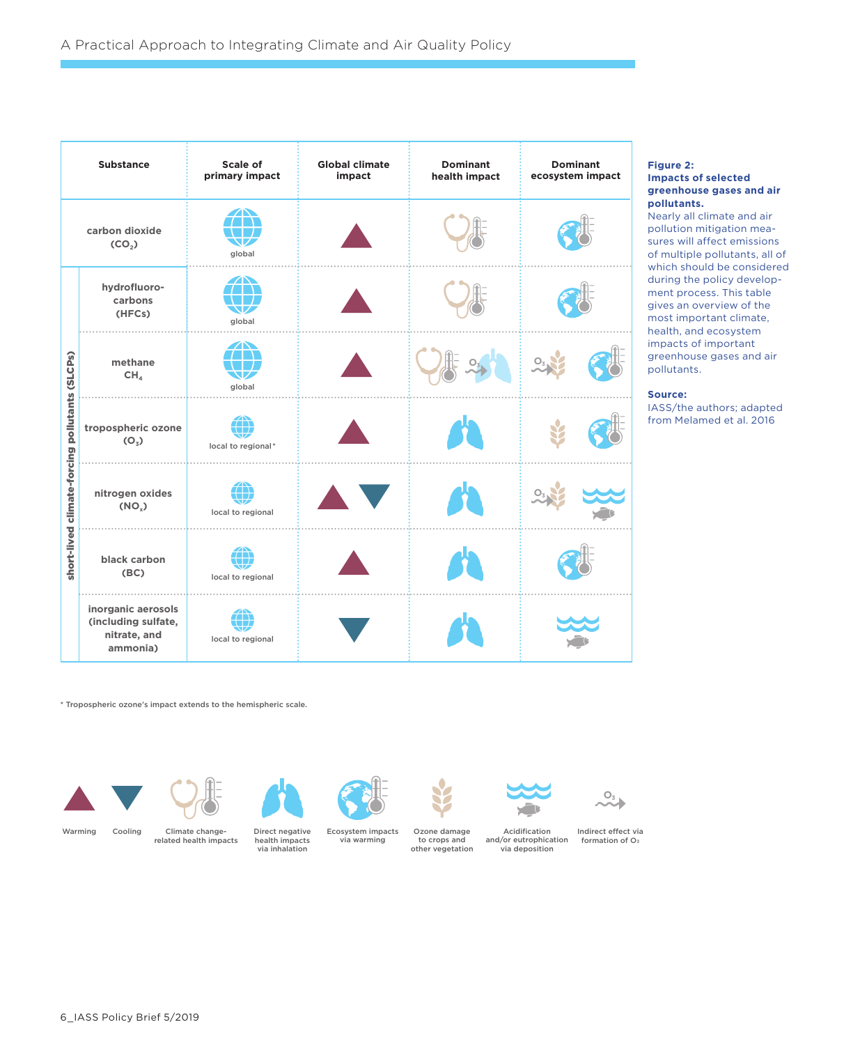| Substance | | Scale of primary impact | Global climate impact | Dominant health impact | Dominant ecosystem impact |
|---|---|---|---|---|---|
| carbon dioxide ($CO_2$) | | global | Warming | Climate change-related health impacts | Ecosystem impacts via warming |
| short-lived climate-forcing pollutants (SLCPs) | hydrofluorocarbons (HFCs) | global | Warming | Climate change-related health impacts | Ecosystem impacts via warming |
| | methane $CH_4$ | global | Warming | Climate change-related health impacts; Indirect effect via formation of $O_3$ – Direct negative health impacts via inhalation | Indirect effect via formation of $O_3$ – Ozone damage to crops and other vegetation; Ecosystem impacts via warming |
| | tropospheric ozone ($O_3$) | local to regional* | Warming | Direct negative health impacts via inhalation | Ozone damage to crops and other vegetation; Ecosystem impacts via warming |
| | nitrogen oxides ($NO_x$) | local to regional | Warming; Cooling | Direct negative health impacts via inhalation | Indirect effect via formation of $O_3$ – Ozone damage to crops and other vegetation; Acidification and/or eutrophication via deposition |
| | black carbon (BC) | local to regional | Warming | Direct negative health impacts via inhalation | Ecosystem impacts via warming |
| | inorganic aerosols (including sulfate, nitrate, and ammonia) | local to regional | Cooling | Direct negative health impacts via inhalation | Acidification and/or eutrophication via deposition |

\* Tropospheric ozone's impact extends to the hemispheric scale.

Legend: Warming; Cooling; Climate change-related health impacts; Direct negative health impacts via inhalation; Ecosystem impacts via warming; Ozone damage to crops and other vegetation; Acidification and/or eutrophication via deposition; Indirect effect via formation of $O_3$

**Figure 2: Impacts of selected greenhouse gases and air pollutants.**
Nearly all climate and air pollution mitigation measures will affect emissions of multiple pollutants, all of which should be considered during the policy development process. This table gives an overview of the most important climate, health, and ecosystem impacts of important greenhouse gases and air pollutants.

**Source:**
IASS/the authors; adapted from Melamed et al. 2016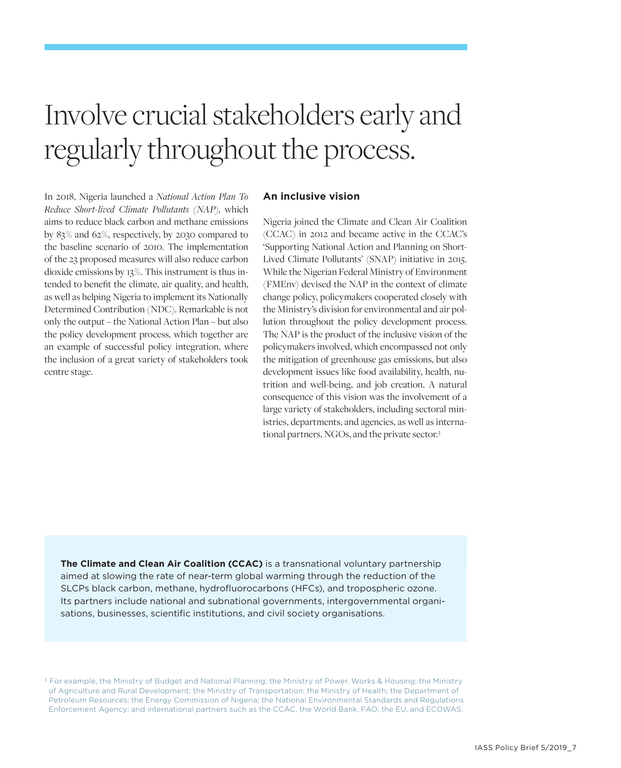# Involve crucial stakeholders early and regularly throughout the process.

In 2018, Nigeria launched a *National Action Plan To Reduce Short-lived Climate Pollutants (NAP)*, which aims to reduce black carbon and methane emissions by 83% and 62%, respectively, by 2030 compared to the baseline scenario of 2010. The implementation of the 23 proposed measures will also reduce carbon dioxide emissions by 13%. This instrument is thus intended to benefit the climate, air quality, and health, as well as helping Nigeria to implement its Nationally Determined Contribution (NDC). Remarkable is not only the output – the National Action Plan – but also the policy development process, which together are an example of successful policy integration, where the inclusion of a great variety of stakeholders took centre stage.

### An inclusive vision

Nigeria joined the Climate and Clean Air Coalition (CCAC) in 2012 and became active in the CCAC's 'Supporting National Action and Planning on Short-Lived Climate Pollutants' (SNAP) initiative in 2015. While the Nigerian Federal Ministry of Environment (FMEnv) devised the NAP in the context of climate change policy, policymakers cooperated closely with the Ministry's division for environmental and air pollution throughout the policy development process. The NAP is the product of the inclusive vision of the policymakers involved, which encompassed not only the mitigation of greenhouse gas emissions, but also development issues like food availability, health, nutrition and well-being, and job creation. A natural consequence of this vision was the involvement of a large variety of stakeholders, including sectoral ministries, departments, and agencies, as well as international partners, NGOs, and the private sector.[3]

**The Climate and Clean Air Coalition (CCAC)** is a transnational voluntary partnership aimed at slowing the rate of near-term global warming through the reduction of the SLCPs black carbon, methane, hydrofluorocarbons (HFCs), and tropospheric ozone. Its partners include national and subnational governments, intergovernmental organisations, businesses, scientific institutions, and civil society organisations.

[3] For example, the Ministry of Budget and National Planning; the Ministry of Power, Works & Housing; the Ministry of Agriculture and Rural Development; the Ministry of Transportation; the Ministry of Health; the Department of Petroleum Resources; the Energy Commission of Nigeria; the National Environmental Standards and Regulations Enforcement Agency; and international partners such as the CCAC, the World Bank, FAO, the EU, and ECOWAS.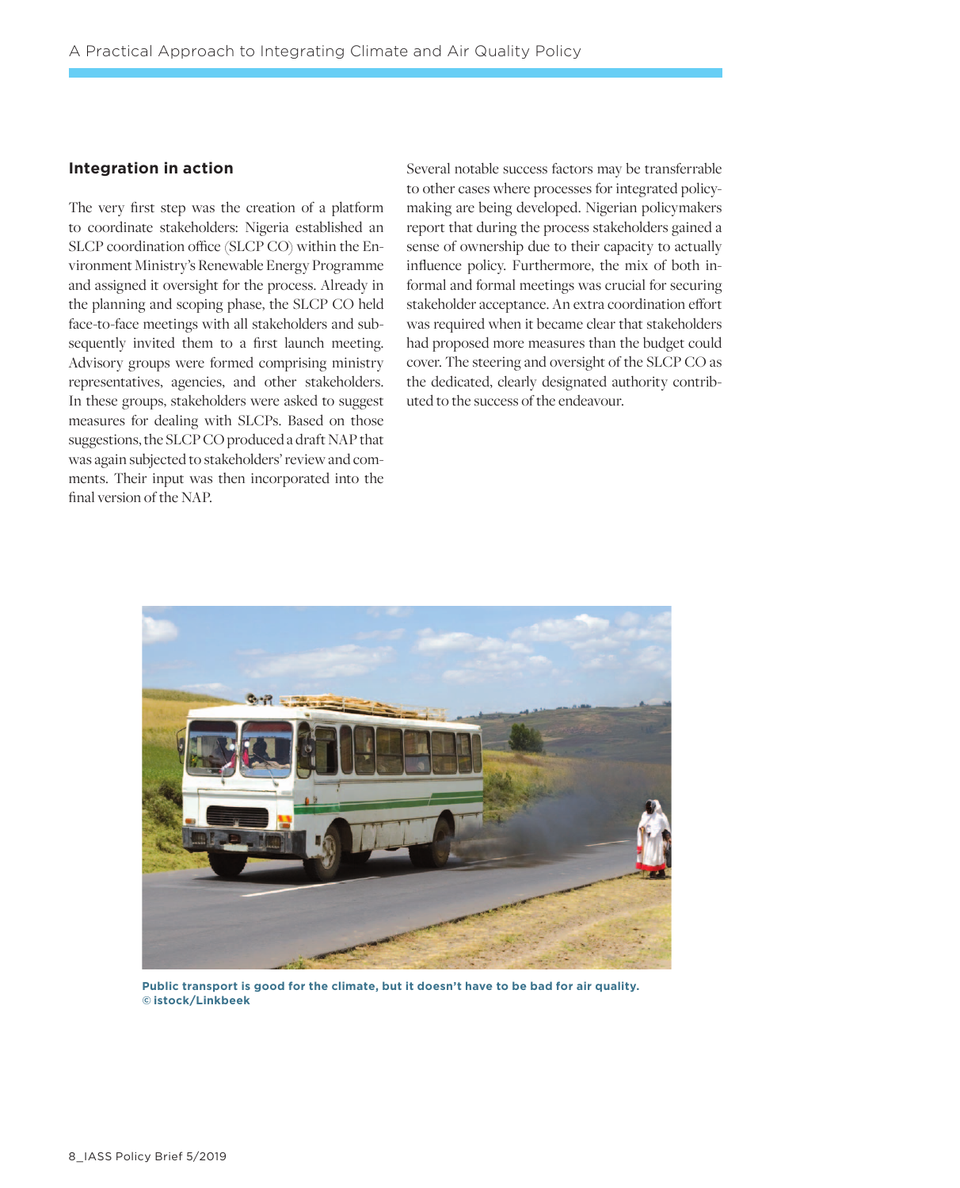## Integration in action

The very first step was the creation of a platform to coordinate stakeholders: Nigeria established an SLCP coordination office (SLCP CO) within the Environment Ministry's Renewable Energy Programme and assigned it oversight for the process. Already in the planning and scoping phase, the SLCP CO held face-to-face meetings with all stakeholders and subsequently invited them to a first launch meeting. Advisory groups were formed comprising ministry representatives, agencies, and other stakeholders. In these groups, stakeholders were asked to suggest measures for dealing with SLCPs. Based on those suggestions, the SLCP CO produced a draft NAP that was again subjected to stakeholders' review and comments. Their input was then incorporated into the final version of the NAP.

Several notable success factors may be transferrable to other cases where processes for integrated policymaking are being developed. Nigerian policymakers report that during the process stakeholders gained a sense of ownership due to their capacity to actually influence policy. Furthermore, the mix of both informal and formal meetings was crucial for securing stakeholder acceptance. An extra coordination effort was required when it became clear that stakeholders had proposed more measures than the budget could cover. The steering and oversight of the SLCP CO as the dedicated, clearly designated authority contributed to the success of the endeavour.

**Public transport is good for the climate, but it doesn't have to be bad for air quality. © istock/Linkbeek**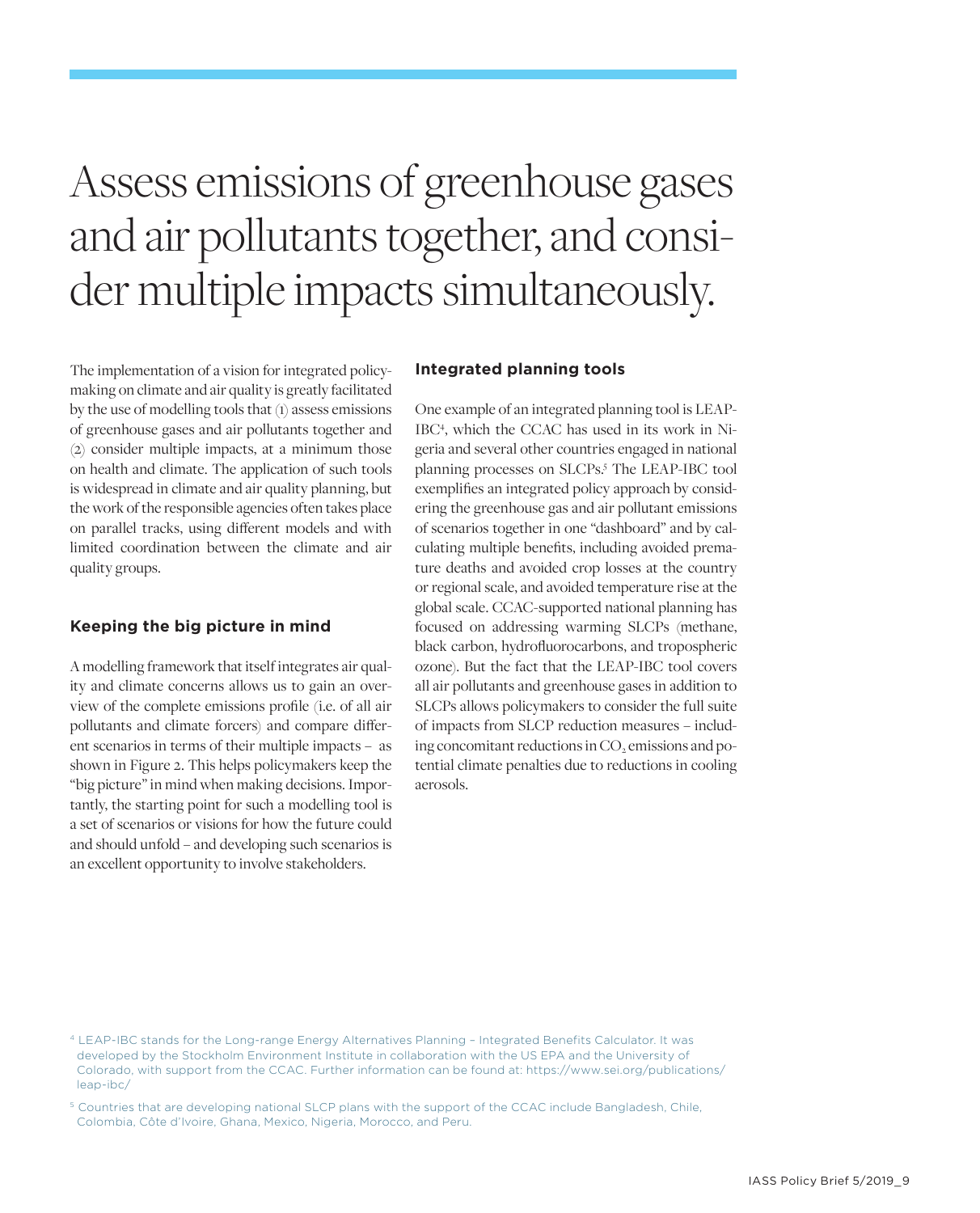# Assess emissions of greenhouse gases and air pollutants together, and consider multiple impacts simultaneously.

The implementation of a vision for integrated policymaking on climate and air quality is greatly facilitated by the use of modelling tools that (1) assess emissions of greenhouse gases and air pollutants together and (2) consider multiple impacts, at a minimum those on health and climate. The application of such tools is widespread in climate and air quality planning, but the work of the responsible agencies often takes place on parallel tracks, using different models and with limited coordination between the climate and air quality groups.

## Keeping the big picture in mind

A modelling framework that itself integrates air quality and climate concerns allows us to gain an overview of the complete emissions profile (i.e. of all air pollutants and climate forcers) and compare different scenarios in terms of their multiple impacts – as shown in Figure 2. This helps policymakers keep the "big picture" in mind when making decisions. Importantly, the starting point for such a modelling tool is a set of scenarios or visions for how the future could and should unfold – and developing such scenarios is an excellent opportunity to involve stakeholders.

## Integrated planning tools

One example of an integrated planning tool is LEAP-IBC[4], which the CCAC has used in its work in Nigeria and several other countries engaged in national planning processes on SLCPs.[5] The LEAP-IBC tool exemplifies an integrated policy approach by considering the greenhouse gas and air pollutant emissions of scenarios together in one "dashboard" and by calculating multiple benefits, including avoided premature deaths and avoided crop losses at the country or regional scale, and avoided temperature rise at the global scale. CCAC-supported national planning has focused on addressing warming SLCPs (methane, black carbon, hydrofluorocarbons, and tropospheric ozone). But the fact that the LEAP-IBC tool covers all air pollutants and greenhouse gases in addition to SLCPs allows policymakers to consider the full suite of impacts from SLCP reduction measures – including concomitant reductions in $CO_2$ emissions and potential climate penalties due to reductions in cooling aerosols.

[4] LEAP-IBC stands for the Long-range Energy Alternatives Planning – Integrated Benefits Calculator. It was developed by the Stockholm Environment Institute in collaboration with the US EPA and the University of Colorado, with support from the CCAC. Further information can be found at: https://www.sei.org/publications/leap-ibc/

[5] Countries that are developing national SLCP plans with the support of the CCAC include Bangladesh, Chile, Colombia, Côte d'Ivoire, Ghana, Mexico, Nigeria, Morocco, and Peru.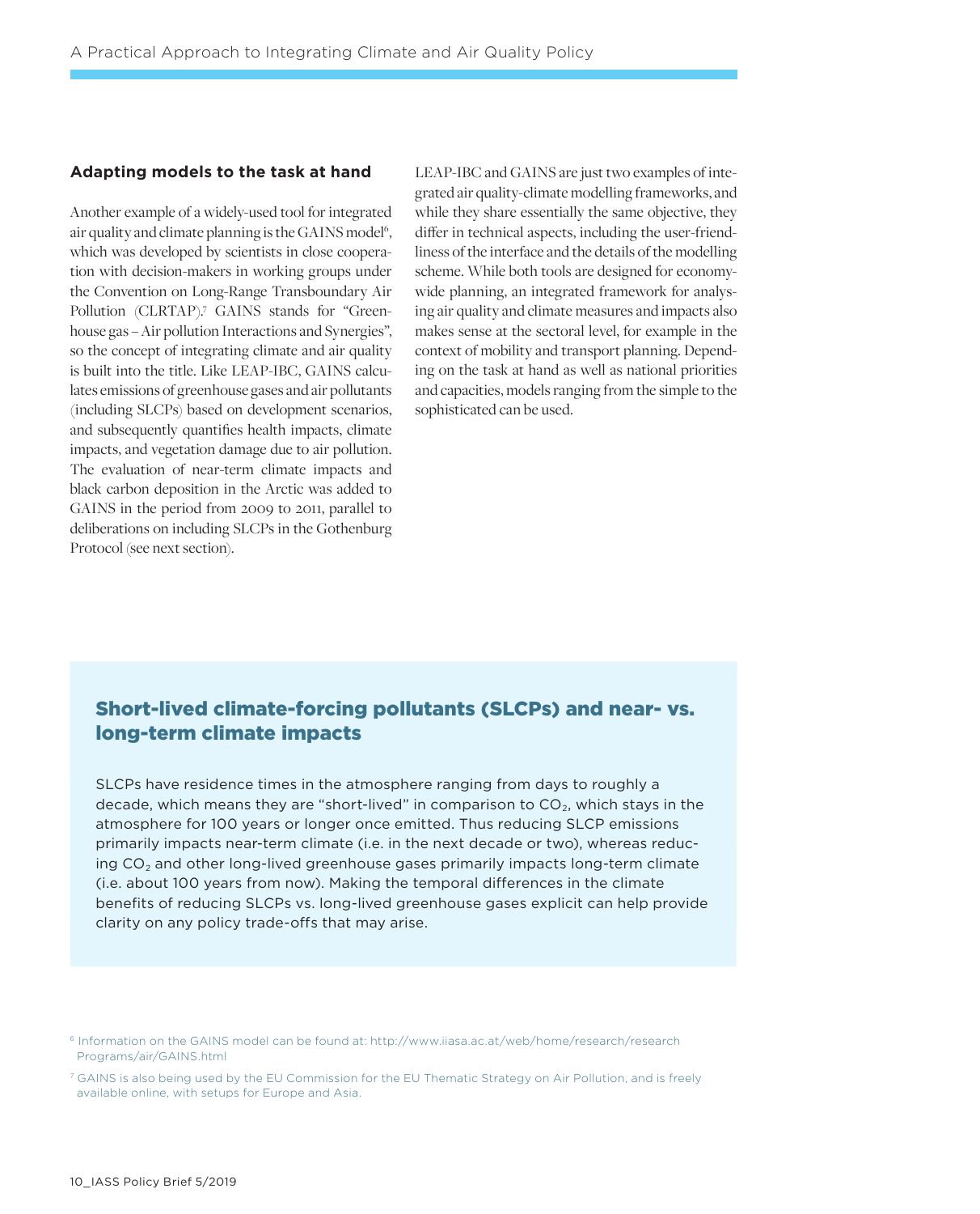## Adapting models to the task at hand

Another example of a widely-used tool for integrated air quality and climate planning is the GAINS model[6], which was developed by scientists in close cooperation with decision-makers in working groups under the Convention on Long-Range Transboundary Air Pollution (CLRTAP).[7] GAINS stands for "Greenhouse gas – Air pollution Interactions and Synergies", so the concept of integrating climate and air quality is built into the title. Like LEAP-IBC, GAINS calculates emissions of greenhouse gases and air pollutants (including SLCPs) based on development scenarios, and subsequently quantifies health impacts, climate impacts, and vegetation damage due to air pollution. The evaluation of near-term climate impacts and black carbon deposition in the Arctic was added to GAINS in the period from 2009 to 2011, parallel to deliberations on including SLCPs in the Gothenburg Protocol (see next section).

LEAP-IBC and GAINS are just two examples of integrated air quality-climate modelling frameworks, and while they share essentially the same objective, they differ in technical aspects, including the user-friendliness of the interface and the details of the modelling scheme. While both tools are designed for economy-wide planning, an integrated framework for analysing air quality and climate measures and impacts also makes sense at the sectoral level, for example in the context of mobility and transport planning. Depending on the task at hand as well as national priorities and capacities, models ranging from the simple to the sophisticated can be used.

## Short-lived climate-forcing pollutants (SLCPs) and near- vs. long-term climate impacts

SLCPs have residence times in the atmosphere ranging from days to roughly a decade, which means they are "short-lived" in comparison to $CO_2$, which stays in the atmosphere for 100 years or longer once emitted. Thus reducing SLCP emissions primarily impacts near-term climate (i.e. in the next decade or two), whereas reducing $CO_2$ and other long-lived greenhouse gases primarily impacts long-term climate (i.e. about 100 years from now). Making the temporal differences in the climate benefits of reducing SLCPs vs. long-lived greenhouse gases explicit can help provide clarity on any policy trade-offs that may arise.

[6] Information on the GAINS model can be found at: http://www.iiasa.ac.at/web/home/research/researchPrograms/air/GAINS.html

[7] GAINS is also being used by the EU Commission for the EU Thematic Strategy on Air Pollution, and is freely available online, with setups for Europe and Asia.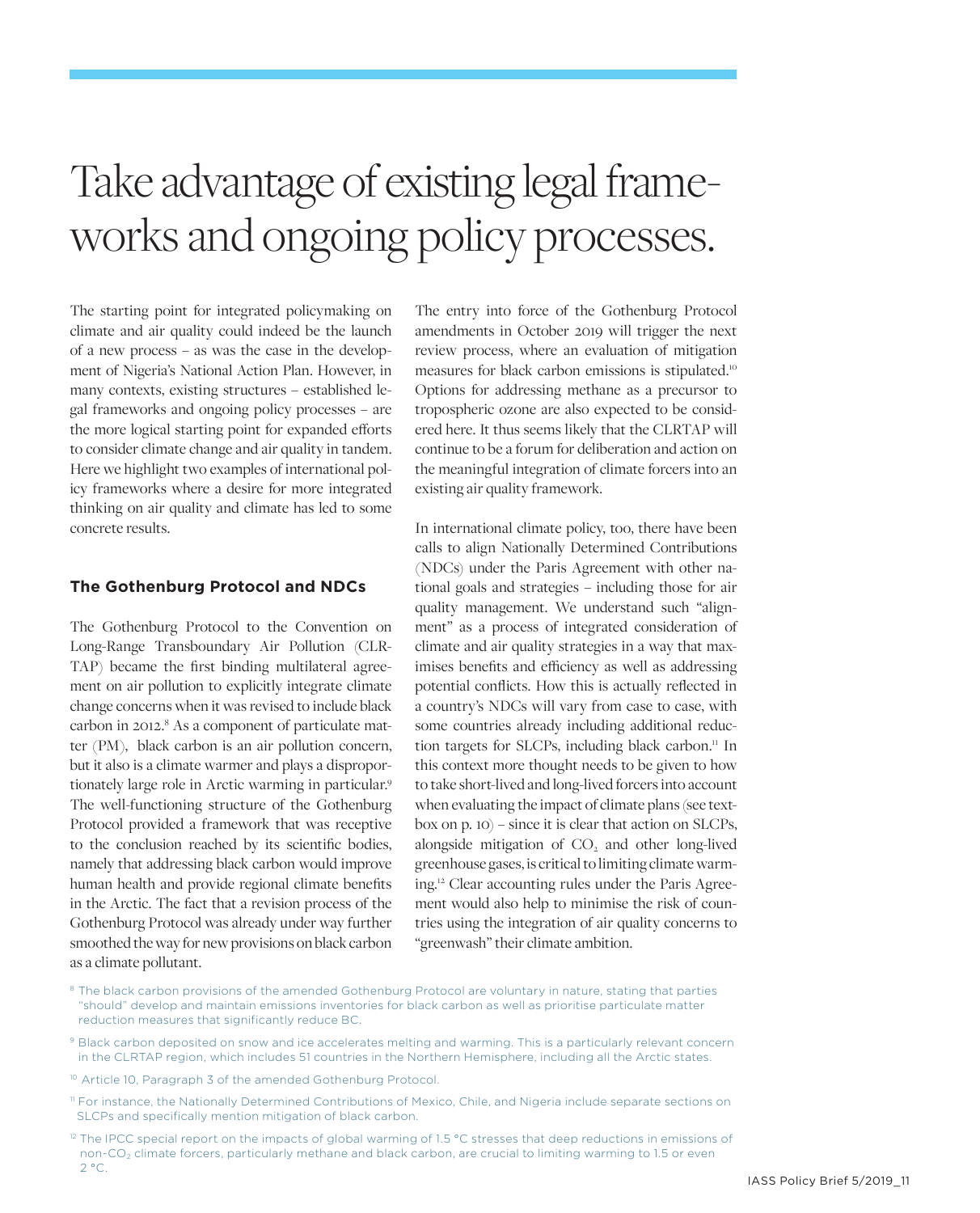# Take advantage of existing legal frameworks and ongoing policy processes.

The starting point for integrated policymaking on climate and air quality could indeed be the launch of a new process – as was the case in the development of Nigeria's National Action Plan. However, in many contexts, existing structures – established legal frameworks and ongoing policy processes – are the more logical starting point for expanded efforts to consider climate change and air quality in tandem. Here we highlight two examples of international policy frameworks where a desire for more integrated thinking on air quality and climate has led to some concrete results.

### The Gothenburg Protocol and NDCs

The Gothenburg Protocol to the Convention on Long-Range Transboundary Air Pollution (CLRTAP) became the first binding multilateral agreement on air pollution to explicitly integrate climate change concerns when it was revised to include black carbon in 2012.[8] As a component of particulate matter (PM), black carbon is an air pollution concern, but it also is a climate warmer and plays a disproportionately large role in Arctic warming in particular.[9] The well-functioning structure of the Gothenburg Protocol provided a framework that was receptive to the conclusion reached by its scientific bodies, namely that addressing black carbon would improve human health and provide regional climate benefits in the Arctic. The fact that a revision process of the Gothenburg Protocol was already under way further smoothed the way for new provisions on black carbon as a climate pollutant.

The entry into force of the Gothenburg Protocol amendments in October 2019 will trigger the next review process, where an evaluation of mitigation measures for black carbon emissions is stipulated.[10] Options for addressing methane as a precursor to tropospheric ozone are also expected to be considered here. It thus seems likely that the CLRTAP will continue to be a forum for deliberation and action on the meaningful integration of climate forcers into an existing air quality framework.

In international climate policy, too, there have been calls to align Nationally Determined Contributions (NDCs) under the Paris Agreement with other national goals and strategies – including those for air quality management. We understand such "alignment" as a process of integrated consideration of climate and air quality strategies in a way that maximises benefits and efficiency as well as addressing potential conflicts. How this is actually reflected in a country's NDCs will vary from case to case, with some countries already including additional reduction targets for SLCPs, including black carbon.[11] In this context more thought needs to be given to how to take short-lived and long-lived forcers into account when evaluating the impact of climate plans (see textbox on p. 10) – since it is clear that action on SLCPs, alongside mitigation of $CO_2$ and other long-lived greenhouse gases, is critical to limiting climate warming.[12] Clear accounting rules under the Paris Agreement would also help to minimise the risk of countries using the integration of air quality concerns to "greenwash" their climate ambition.

---

[8] The black carbon provisions of the amended Gothenburg Protocol are voluntary in nature, stating that parties "should" develop and maintain emissions inventories for black carbon as well as prioritise particulate matter reduction measures that significantly reduce BC.

[9] Black carbon deposited on snow and ice accelerates melting and warming. This is a particularly relevant concern in the CLRTAP region, which includes 51 countries in the Northern Hemisphere, including all the Arctic states.

[10] Article 10, Paragraph 3 of the amended Gothenburg Protocol.

[11] For instance, the Nationally Determined Contributions of Mexico, Chile, and Nigeria include separate sections on SLCPs and specifically mention mitigation of black carbon.

[12] The IPCC special report on the impacts of global warming of 1.5 °C stresses that deep reductions in emissions of non-$CO_2$ climate forcers, particularly methane and black carbon, are crucial to limiting warming to 1.5 or even 2 °C.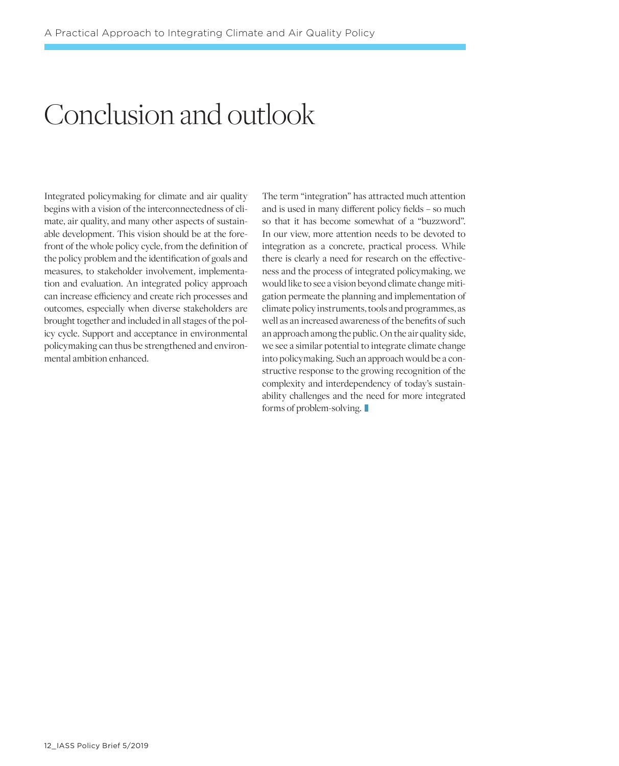# Conclusion and outlook

Integrated policymaking for climate and air quality begins with a vision of the interconnectedness of climate, air quality, and many other aspects of sustainable development. This vision should be at the forefront of the whole policy cycle, from the definition of the policy problem and the identification of goals and measures, to stakeholder involvement, implementation and evaluation. An integrated policy approach can increase efficiency and create rich processes and outcomes, especially when diverse stakeholders are brought together and included in all stages of the policy cycle. Support and acceptance in environmental policymaking can thus be strengthened and environmental ambition enhanced.

The term "integration" has attracted much attention and is used in many different policy fields – so much so that it has become somewhat of a "buzzword". In our view, more attention needs to be devoted to integration as a concrete, practical process. While there is clearly a need for research on the effectiveness and the process of integrated policymaking, we would like to see a vision beyond climate change mitigation permeate the planning and implementation of climate policy instruments, tools and programmes, as well as an increased awareness of the benefits of such an approach among the public. On the air quality side, we see a similar potential to integrate climate change into policymaking. Such an approach would be a constructive response to the growing recognition of the complexity and interdependency of today's sustainability challenges and the need for more integrated forms of problem-solving.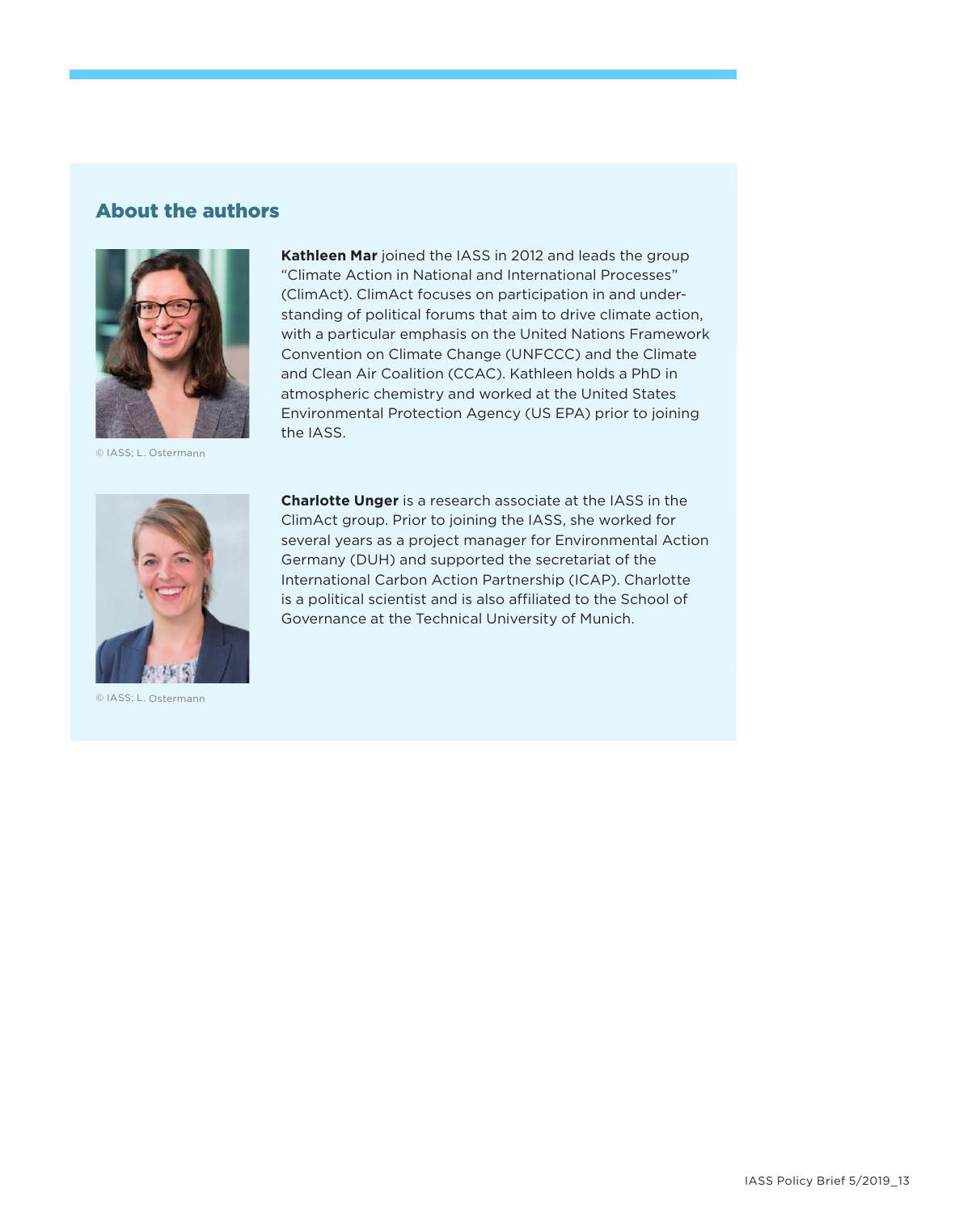## About the authors

© IASS; L. Ostermann

**Kathleen Mar** joined the IASS in 2012 and leads the group "Climate Action in National and International Processes" (ClimAct). ClimAct focuses on participation in and understanding of political forums that aim to drive climate action, with a particular emphasis on the United Nations Framework Convention on Climate Change (UNFCCC) and the Climate and Clean Air Coalition (CCAC). Kathleen holds a PhD in atmospheric chemistry and worked at the United States Environmental Protection Agency (US EPA) prior to joining the IASS.

© IASS; L. Ostermann

**Charlotte Unger** is a research associate at the IASS in the ClimAct group. Prior to joining the IASS, she worked for several years as a project manager for Environmental Action Germany (DUH) and supported the secretariat of the International Carbon Action Partnership (ICAP). Charlotte is a political scientist and is also affiliated to the School of Governance at the Technical University of Munich.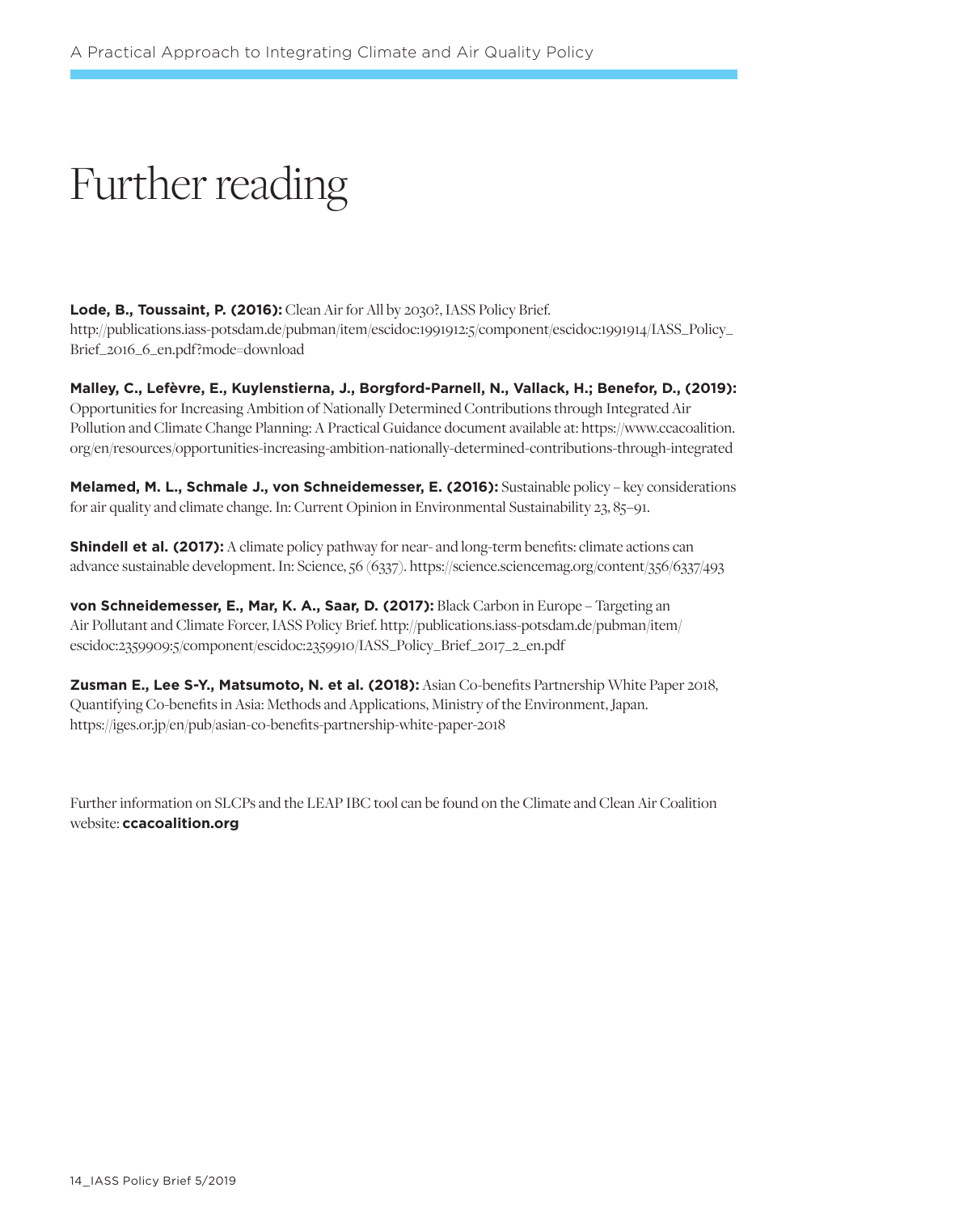# Further reading

**Lode, B., Toussaint, P. (2016):** Clean Air for All by 2030?, IASS Policy Brief. http://publications.iass-potsdam.de/pubman/item/escidoc:1991912:5/component/escidoc:1991914/IASS_Policy_Brief_2016_6_en.pdf?mode=download

**Malley, C., Lefèvre, E., Kuylenstierna, J., Borgford-Parnell, N., Vallack, H.; Benefor, D., (2019):** Opportunities for Increasing Ambition of Nationally Determined Contributions through Integrated Air Pollution and Climate Change Planning: A Practical Guidance document available at: https://www.ccacoalition.org/en/resources/opportunities-increasing-ambition-nationally-determined-contributions-through-integrated

**Melamed, M. L., Schmale J., von Schneidemesser, E. (2016):** Sustainable policy – key considerations for air quality and climate change. In: Current Opinion in Environmental Sustainability 23, 85–91.

**Shindell et al. (2017):** A climate policy pathway for near- and long-term benefits: climate actions can advance sustainable development. In: Science, 56 (6337). https://science.sciencemag.org/content/356/6337/493

**von Schneidemesser, E., Mar, K. A., Saar, D. (2017):** Black Carbon in Europe – Targeting an Air Pollutant and Climate Forcer, IASS Policy Brief. http://publications.iass-potsdam.de/pubman/item/escidoc:2359909:5/component/escidoc:2359910/IASS_Policy_Brief_2017_2_en.pdf

**Zusman E., Lee S-Y., Matsumoto, N. et al. (2018):** Asian Co-benefits Partnership White Paper 2018, Quantifying Co-benefits in Asia: Methods and Applications, Ministry of the Environment, Japan. https://iges.or.jp/en/pub/asian-co-benefits-partnership-white-paper-2018

Further information on SLCPs and the LEAP IBC tool can be found on the Climate and Clean Air Coalition website: **ccacoalition.org**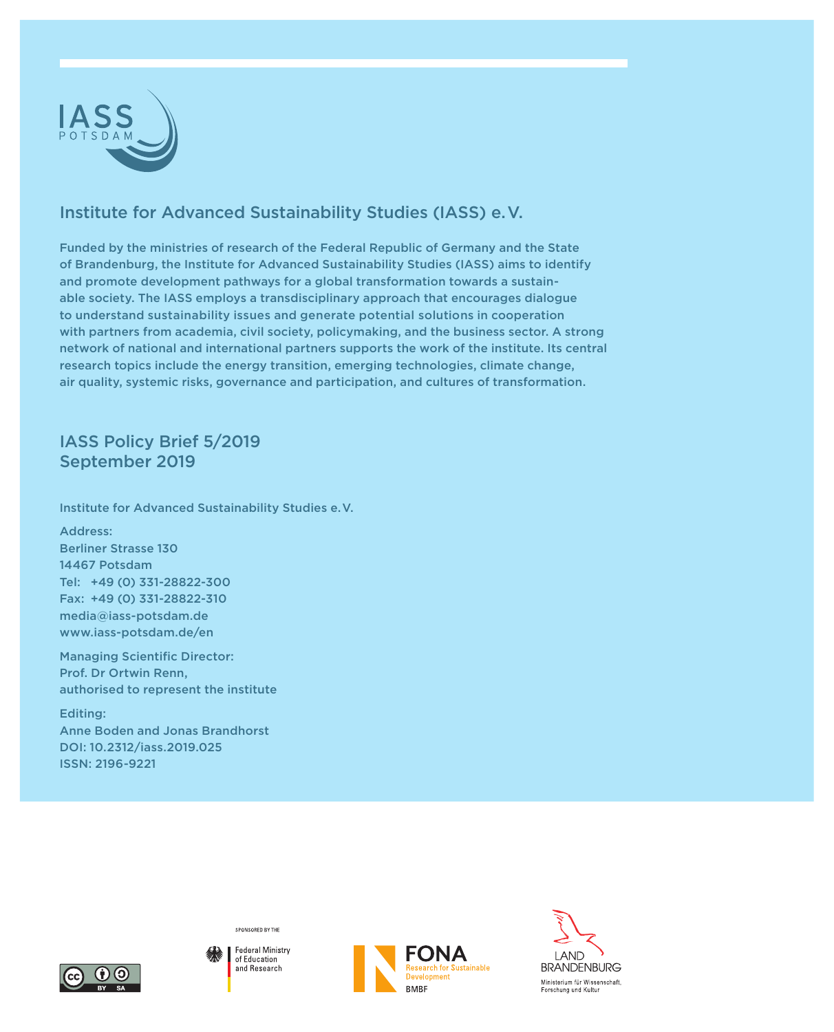IASS POTSDAM

## Institute for Advanced Sustainability Studies (IASS) e. V.

Funded by the ministries of research of the Federal Republic of Germany and the State of Brandenburg, the Institute for Advanced Sustainability Studies (IASS) aims to identify and promote development pathways for a global transformation towards a sustainable society. The IASS employs a transdisciplinary approach that encourages dialogue to understand sustainability issues and generate potential solutions in cooperation with partners from academia, civil society, policymaking, and the business sector. A strong network of national and international partners supports the work of the institute. Its central research topics include the energy transition, emerging technologies, climate change, air quality, systemic risks, governance and participation, and cultures of transformation.

## IASS Policy Brief 5/2019
## September 2019

Institute for Advanced Sustainability Studies e. V.

Address:
Berliner Strasse 130
14467 Potsdam
Tel: +49 (0) 331-28822-300
Fax: +49 (0) 331-28822-310
media@iass-potsdam.de
www.iass-potsdam.de/en

Managing Scientific Director:
Prof. Dr Ortwin Renn,
authorised to represent the institute

Editing:
Anne Boden and Jonas Brandhorst
DOI: 10.2312/iass.2019.025
ISSN: 2196-9221

SPONSORED BY THE

Federal Ministry of Education and Research

FONA Research for Sustainable Development BMBF

LAND BRANDENBURG
Ministerium für Wissenschaft, Forschung und Kultur